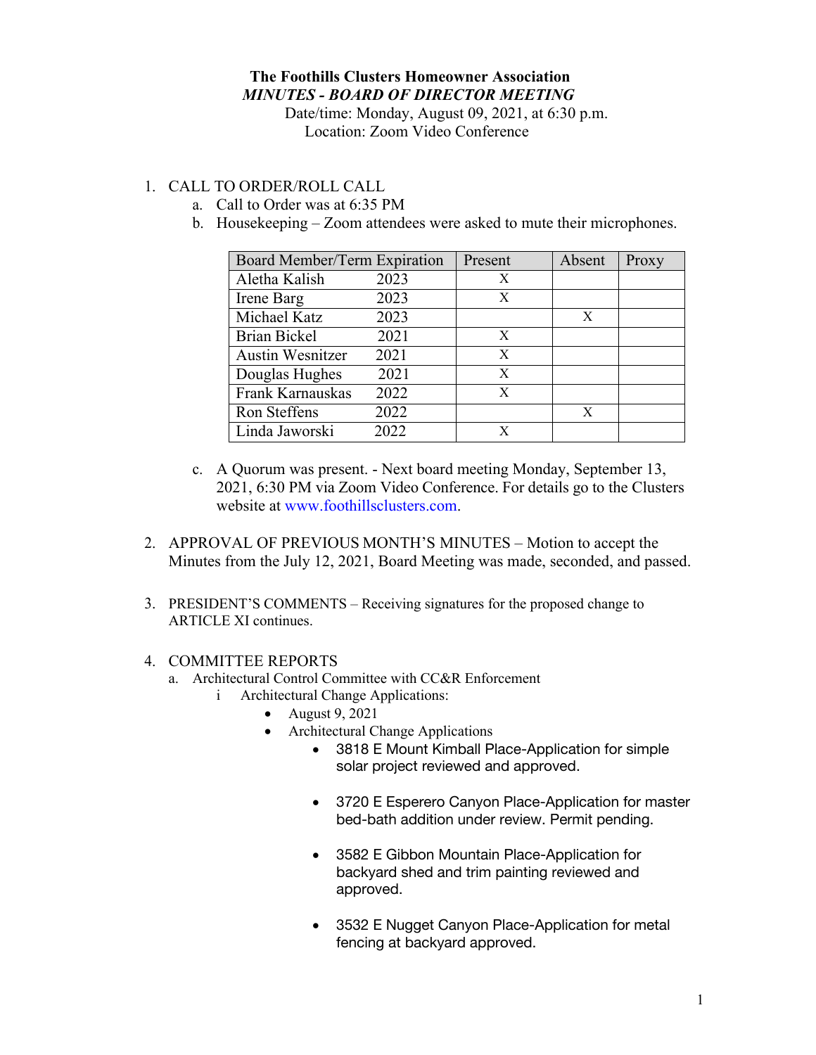**The Foothills Clusters Homeowner Association**

***MINUTES - BOARD OF DIRECTOR MEETING***

Date/time: Monday, August 09, 2021, at 6:30 p.m.

Location: Zoom Video Conference

1. CALL TO ORDER/ROLL CALL
   a. Call to Order was at 6:35 PM
   b. Housekeeping – Zoom attendees were asked to mute their microphones.

| Board Member/Term Expiration | Present | Absent | Proxy |
|---|---|---|---|
| Aletha Kalish 2023 | X | | |
| Irene Barg 2023 | X | | |
| Michael Katz 2023 | | X | |
| Brian Bickel 2021 | X | | |
| Austin Wesnitzer 2021 | X | | |
| Douglas Hughes 2021 | X | | |
| Frank Karnauskas 2022 | X | | |
| Ron Steffens 2022 | | X | |
| Linda Jaworski 2022 | X | | |

   c. A Quorum was present. - Next board meeting Monday, September 13, 2021, 6:30 PM via Zoom Video Conference. For details go to the Clusters website at www.foothillsclusters.com.

2. APPROVAL OF PREVIOUS MONTH'S MINUTES – Motion to accept the Minutes from the July 12, 2021, Board Meeting was made, seconded, and passed.

3. PRESIDENT'S COMMENTS – Receiving signatures for the proposed change to ARTICLE XI continues.

4. COMMITTEE REPORTS
   a. Architectural Control Committee with CC&R Enforcement
      i Architectural Change Applications:
      - August 9, 2021
      - Architectural Change Applications
        - 3818 E Mount Kimball Place-Application for simple solar project reviewed and approved.
        - 3720 E Esperero Canyon Place-Application for master bed-bath addition under review. Permit pending.
        - 3582 E Gibbon Mountain Place-Application for backyard shed and trim painting reviewed and approved.
        - 3532 E Nugget Canyon Place-Application for metal fencing at backyard approved.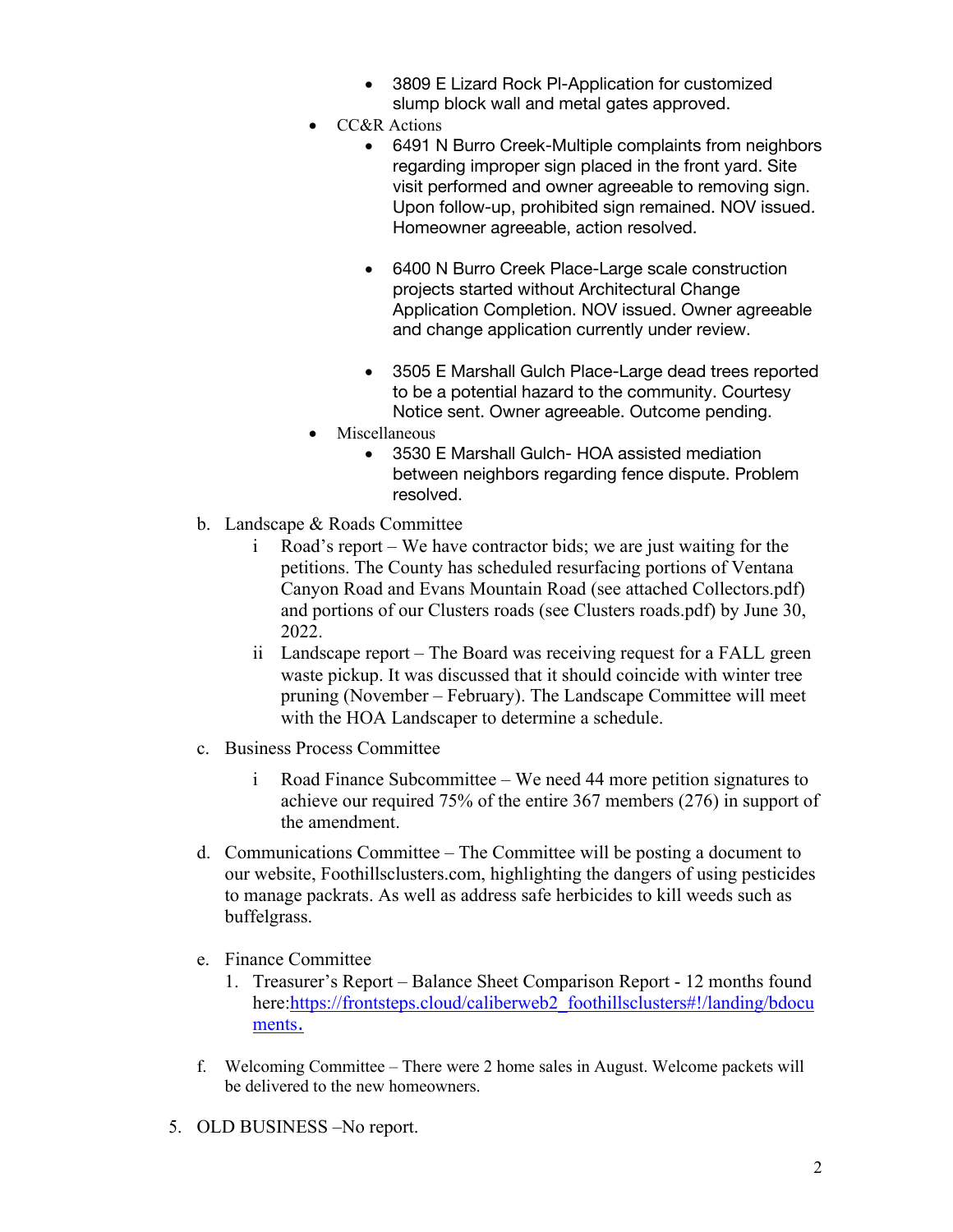- 3809 E Lizard Rock Pl-Application for customized slump block wall and metal gates approved.
- CC&R Actions
  - 6491 N Burro Creek-Multiple complaints from neighbors regarding improper sign placed in the front yard. Site visit performed and owner agreeable to removing sign. Upon follow-up, prohibited sign remained. NOV issued. Homeowner agreeable, action resolved.
  - 6400 N Burro Creek Place-Large scale construction projects started without Architectural Change Application Completion. NOV issued. Owner agreeable and change application currently under review.
  - 3505 E Marshall Gulch Place-Large dead trees reported to be a potential hazard to the community. Courtesy Notice sent. Owner agreeable. Outcome pending.
- Miscellaneous
  - 3530 E Marshall Gulch- HOA assisted mediation between neighbors regarding fence dispute. Problem resolved.

b. Landscape & Roads Committee

i Road's report – We have contractor bids; we are just waiting for the petitions. The County has scheduled resurfacing portions of Ventana Canyon Road and Evans Mountain Road (see attached Collectors.pdf) and portions of our Clusters roads (see Clusters roads.pdf) by June 30, 2022.

ii Landscape report – The Board was receiving request for a FALL green waste pickup. It was discussed that it should coincide with winter tree pruning (November – February). The Landscape Committee will meet with the HOA Landscaper to determine a schedule.

c. Business Process Committee

i Road Finance Subcommittee – We need 44 more petition signatures to achieve our required 75% of the entire 367 members (276) in support of the amendment.

d. Communications Committee – The Committee will be posting a document to our website, Foothillsclusters.com, highlighting the dangers of using pesticides to manage packrats. As well as address safe herbicides to kill weeds such as buffelgrass.

e. Finance Committee

1. Treasurer's Report – Balance Sheet Comparison Report - 12 months found here:https://frontsteps.cloud/caliberweb2_foothillsclusters#!/landing/bdocuments.

f. Welcoming Committee – There were 2 home sales in August. Welcome packets will be delivered to the new homeowners.

5. OLD BUSINESS –No report.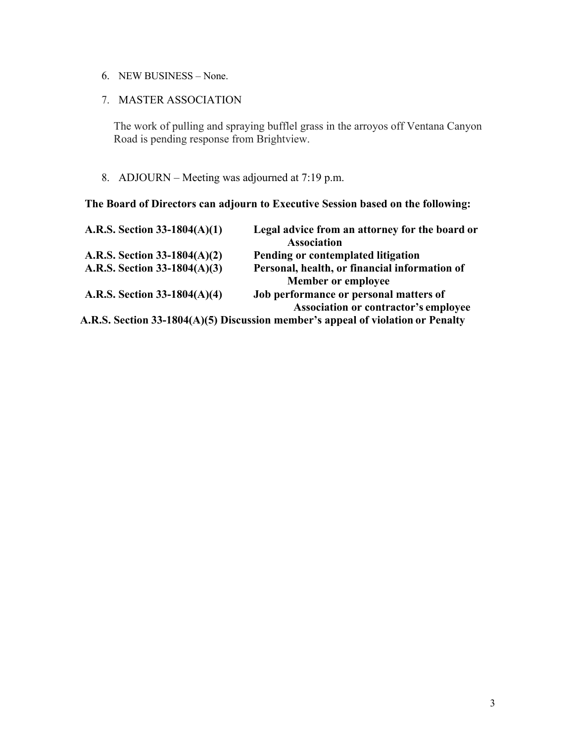6. NEW BUSINESS – None.

7. MASTER ASSOCIATION

   The work of pulling and spraying bufflel grass in the arroyos off Ventana Canyon Road is pending response from Brightview.

8. ADJOURN – Meeting was adjourned at 7:19 p.m.

**The Board of Directors can adjourn to Executive Session based on the following:**

| | |
|---|---|
| **A.R.S. Section 33-1804(A)(1)** | **Legal advice from an attorney for the board or Association** |
| **A.R.S. Section 33-1804(A)(2)** | **Pending or contemplated litigation** |
| **A.R.S. Section 33-1804(A)(3)** | **Personal, health, or financial information of Member or employee** |
| **A.R.S. Section 33-1804(A)(4)** | **Job performance or personal matters of Association or contractor's employee** |
| **A.R.S. Section 33-1804(A)(5)** | **Discussion member's appeal of violation or Penalty** |